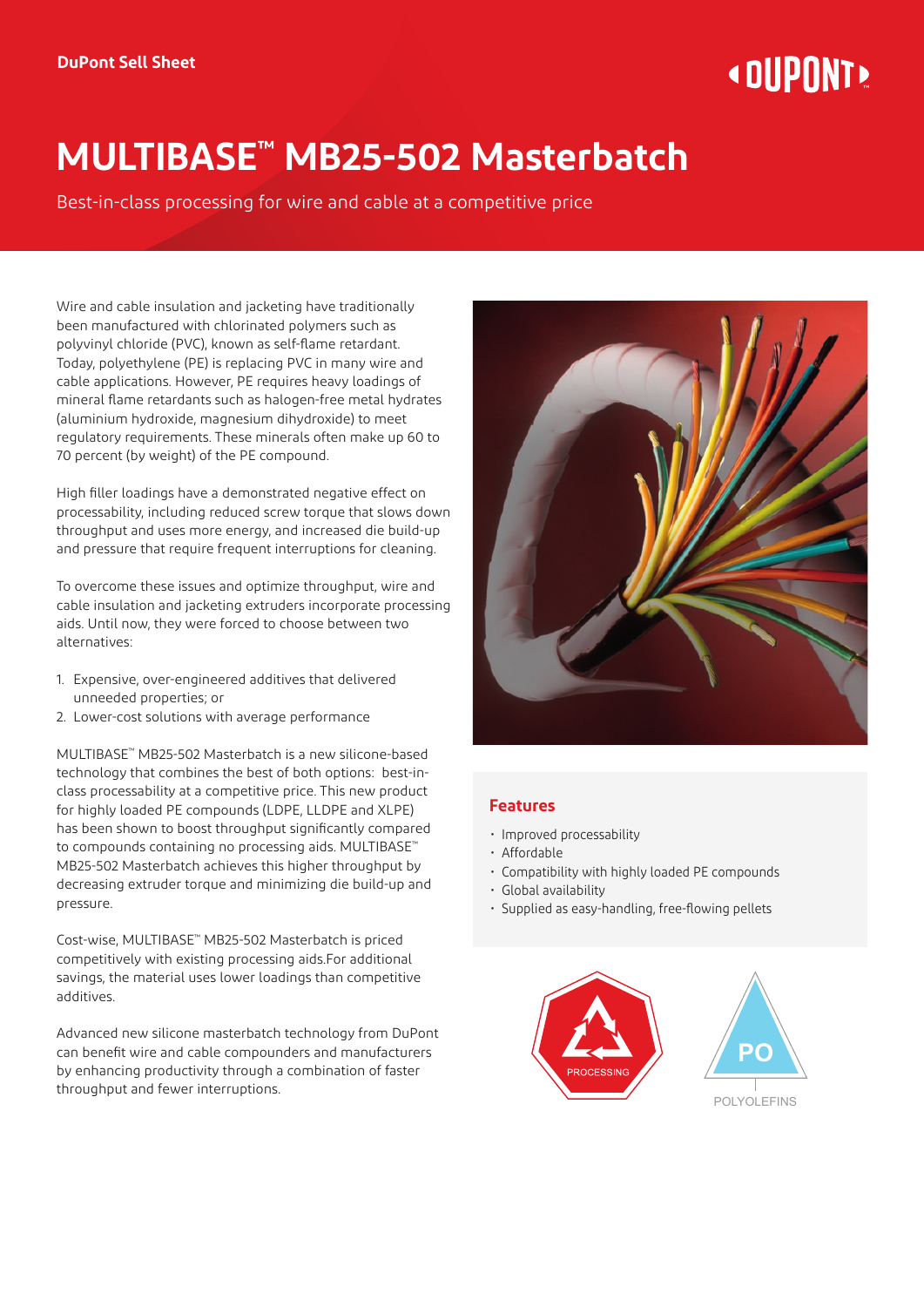DuPont Sell Sheet

# MULTIBASE™ MB25-502 Masterbatch

Best-in-class processing for wire and cable at a competitive price

Wire and cable insulation and jacketing have traditionally been manufactured with chlorinated polymers such as polyvinyl chloride (PVC), known as self-flame retardant. Today, polyethylene (PE) is replacing PVC in many wire and cable applications. However, PE requires heavy loadings of mineral flame retardants such as halogen-free metal hydrates (aluminium hydroxide, magnesium dihydroxide) to meet regulatory requirements. These minerals often make up 60 to 70 percent (by weight) of the PE compound.

High filler loadings have a demonstrated negative effect on processability, including reduced screw torque that slows down throughput and uses more energy, and increased die build-up and pressure that require frequent interruptions for cleaning.

To overcome these issues and optimize throughput, wire and cable insulation and jacketing extruders incorporate processing aids. Until now, they were forced to choose between two alternatives:

1. Expensive, over-engineered additives that delivered unneeded properties; or
2. Lower-cost solutions with average performance

MULTIBASE™ MB25-502 Masterbatch is a new silicone-based technology that combines the best of both options: best-in-class processability at a competitive price. This new product for highly loaded PE compounds (LDPE, LLDPE and XLPE) has been shown to boost throughput significantly compared to compounds containing no processing aids. MULTIBASE™ MB25-502 Masterbatch achieves this higher throughput by decreasing extruder torque and minimizing die build-up and pressure.

Cost-wise, MULTIBASE™ MB25-502 Masterbatch is priced competitively with existing processing aids.For additional savings, the material uses lower loadings than competitive additives.

Advanced new silicone masterbatch technology from DuPont can benefit wire and cable compounders and manufacturers by enhancing productivity through a combination of faster throughput and fewer interruptions.

## Features

- Improved processability
- Affordable
- Compatibility with highly loaded PE compounds
- Global availability
- Supplied as easy-handling, free-flowing pellets

PROCESSING

PO

POLYOLEFINS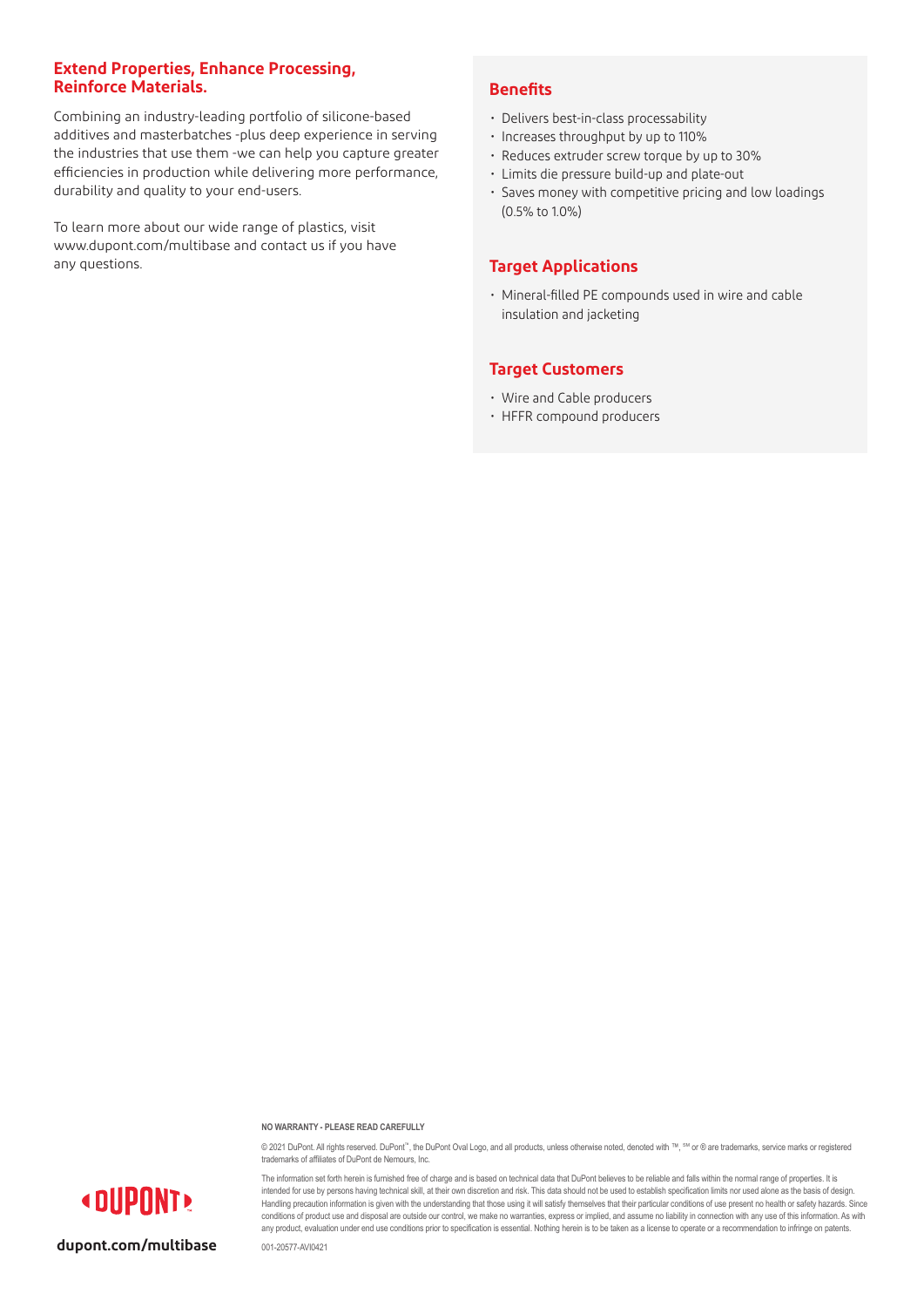## Extend Properties, Enhance Processing, Reinforce Materials.

Combining an industry-leading portfolio of silicone-based additives and masterbatches -plus deep experience in serving the industries that use them -we can help you capture greater efficiencies in production while delivering more performance, durability and quality to your end-users.

To learn more about our wide range of plastics, visit www.dupont.com/multibase and contact us if you have any questions.

## Benefits

- Delivers best-in-class processability
- Increases throughput by up to 110%
- Reduces extruder screw torque by up to 30%
- Limits die pressure build-up and plate-out
- Saves money with competitive pricing and low loadings (0.5% to 1.0%)

## Target Applications

- Mineral-filled PE compounds used in wire and cable insulation and jacketing

## Target Customers

- Wire and Cable producers
- HFFR compound producers

**NO WARRANTY - PLEASE READ CAREFULLY**

© 2021 DuPont. All rights reserved. DuPont™, the DuPont Oval Logo, and all products, unless otherwise noted, denoted with ™, ℠ or ® are trademarks, service marks or registered trademarks of affiliates of DuPont de Nemours, Inc.

The information set forth herein is furnished free of charge and is based on technical data that DuPont believes to be reliable and falls within the normal range of properties. It is intended for use by persons having technical skill, at their own discretion and risk. This data should not be used to establish specification limits nor used alone as the basis of design. Handling precaution information is given with the understanding that those using it will satisfy themselves that their particular conditions of use present no health or safety hazards. Since conditions of product use and disposal are outside our control, we make no warranties, express or implied, and assume no liability in connection with any use of this information. As with any product, evaluation under end use conditions prior to specification is essential. Nothing herein is to be taken as a license to operate or a recommendation to infringe on patents.

001-20577-AVI0421

DUPONT

dupont.com/multibase